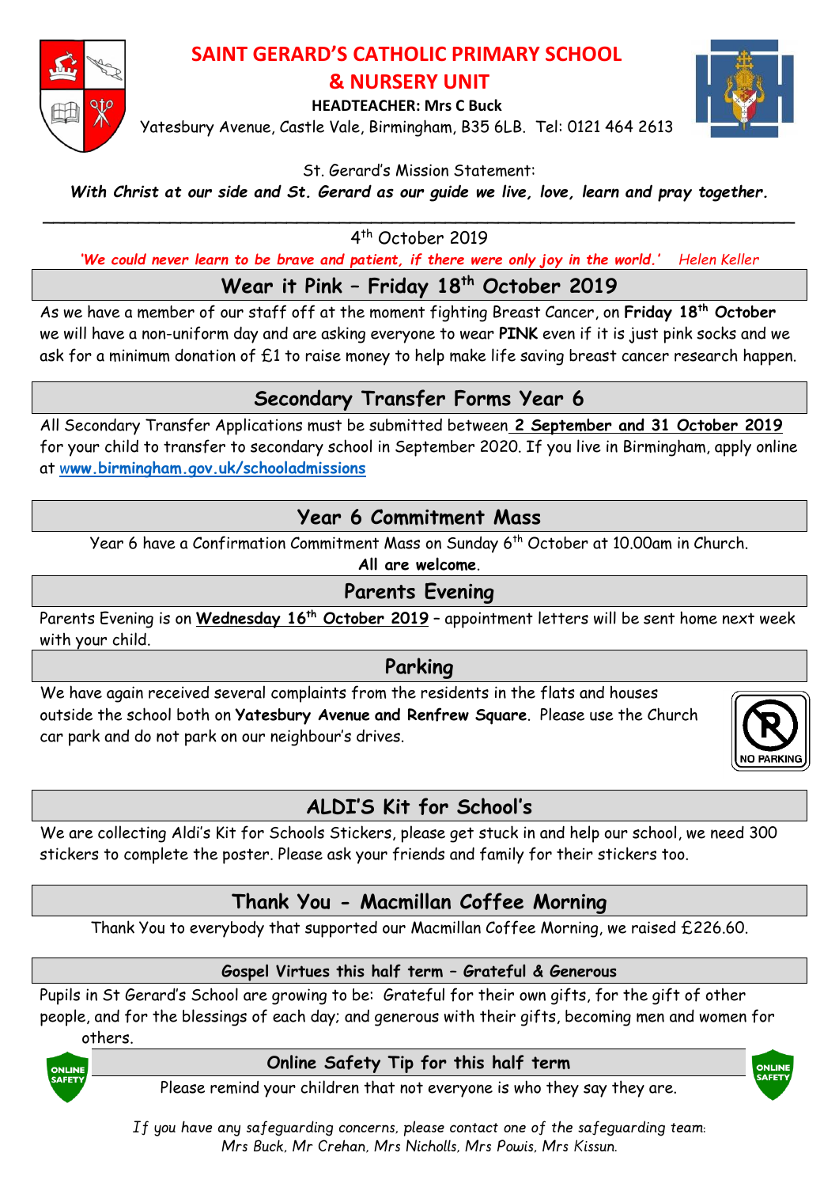# SAINT GERARD'S CATHOLIC PRIMARY SCHOOL & NURSERY UNIT

**HEADTEACHER: Mrs C Buck**

Yatesbury Avenue, Castle Vale, Birmingham, B35 6LB. Tel: 0121 464 2613

St. Gerard's Mission Statement:

***With Christ at our side and St. Gerard as our guide we live, love, learn and pray together.***

4th October 2019

*'We could never learn to be brave and patient, if there were only joy in the world.'* *Helen Keller*

## Wear it Pink – Friday 18th October 2019

As we have a member of our staff off at the moment fighting Breast Cancer, on **Friday 18th October** we will have a non-uniform day and are asking everyone to wear **PINK** even if it is just pink socks and we ask for a minimum donation of £1 to raise money to help make life saving breast cancer research happen.

## Secondary Transfer Forms Year 6

All Secondary Transfer Applications must be submitted between **2 September and 31 October 2019** for your child to transfer to secondary school in September 2020. If you live in Birmingham, apply online at **www.birmingham.gov.uk/schooladmissions**

## Year 6 Commitment Mass

Year 6 have a Confirmation Commitment Mass on Sunday 6th October at 10.00am in Church.

**All are welcome**.

## Parents Evening

Parents Evening is on **Wednesday 16th October 2019** – appointment letters will be sent home next week with your child.

## Parking

We have again received several complaints from the residents in the flats and houses outside the school both on **Yatesbury Avenue and Renfrew Square**. Please use the Church car park and do not park on our neighbour's drives.

## ALDI'S Kit for School's

We are collecting Aldi's Kit for Schools Stickers, please get stuck in and help our school, we need 300 stickers to complete the poster. Please ask your friends and family for their stickers too.

## Thank You - Macmillan Coffee Morning

Thank You to everybody that supported our Macmillan Coffee Morning, we raised £226.60.

### Gospel Virtues this half term – Grateful & Generous

Pupils in St Gerard's School are growing to be: Grateful for their own gifts, for the gift of other people, and for the blessings of each day; and generous with their gifts, becoming men and women for others.

### Online Safety Tip for this half term

Please remind your children that not everyone is who they say they are.

*If you have any safeguarding concerns, please contact one of the safeguarding team: Mrs Buck, Mr Crehan, Mrs Nicholls, Mrs Powis, Mrs Kissun.*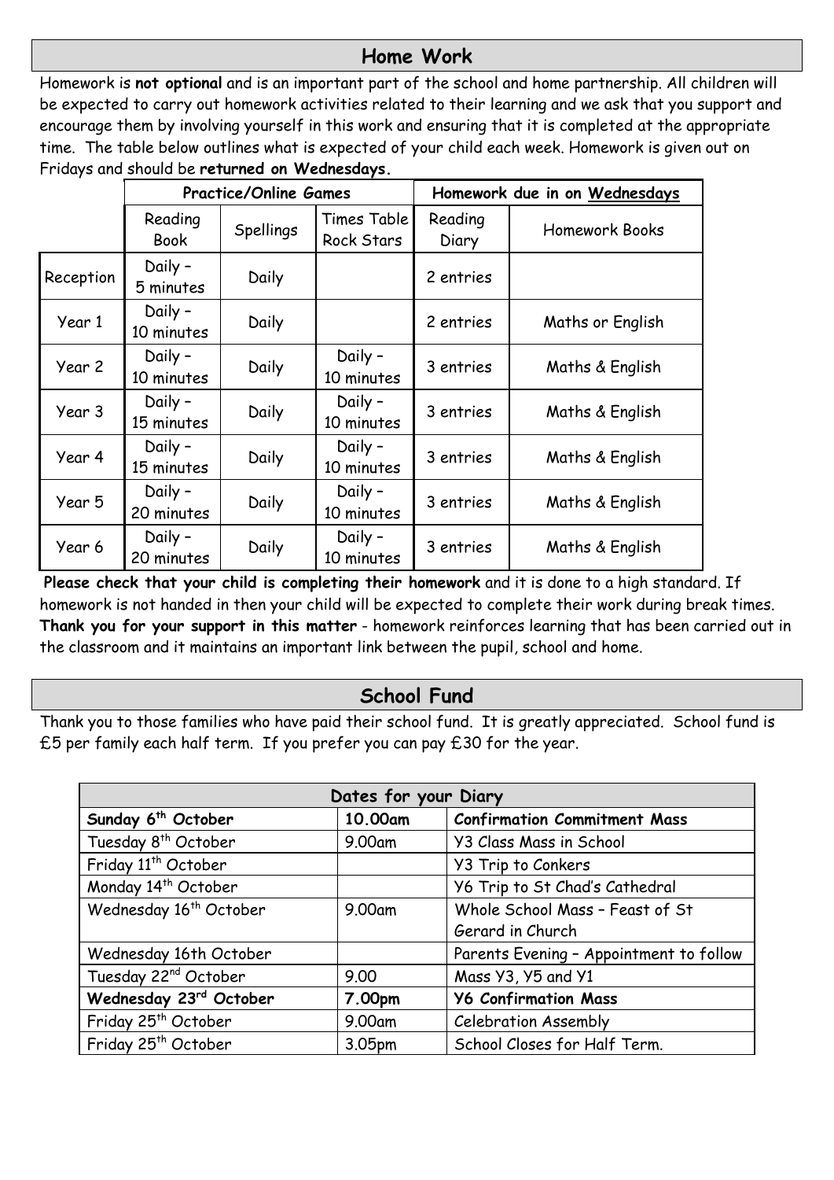## Home Work

Homework is **not optional** and is an important part of the school and home partnership. All children will be expected to carry out homework activities related to their learning and we ask that you support and encourage them by involving yourself in this work and ensuring that it is completed at the appropriate time. The table below outlines what is expected of your child each week. Homework is given out on Fridays and should be **returned on Wednesdays.**

| | **Practice/Online Games** | | | **Homework due in on Wednesdays** | |
|---|---|---|---|---|---|
| | Reading Book | Spellings | Times Table Rock Stars | Reading Diary | Homework Books |
| Reception | Daily – 5 minutes | Daily | | 2 entries | |
| Year 1 | Daily – 10 minutes | Daily | | 2 entries | Maths or English |
| Year 2 | Daily – 10 minutes | Daily | Daily – 10 minutes | 3 entries | Maths & English |
| Year 3 | Daily – 15 minutes | Daily | Daily – 10 minutes | 3 entries | Maths & English |
| Year 4 | Daily – 15 minutes | Daily | Daily – 10 minutes | 3 entries | Maths & English |
| Year 5 | Daily – 20 minutes | Daily | Daily – 10 minutes | 3 entries | Maths & English |
| Year 6 | Daily – 20 minutes | Daily | Daily – 10 minutes | 3 entries | Maths & English |

**Please check that your child is completing their homework** and it is done to a high standard. If homework is not handed in then your child will be expected to complete their work during break times. **Thank you for your support in this matter** - homework reinforces learning that has been carried out in the classroom and it maintains an important link between the pupil, school and home.

## School Fund

Thank you to those families who have paid their school fund. It is greatly appreciated. School fund is £5 per family each half term. If you prefer you can pay £30 for the year.

| **Dates for your Diary** | | |
|---|---|---|
| **Sunday 6th October** | **10.00am** | **Confirmation Commitment Mass** |
| Tuesday 8th October | 9.00am | Y3 Class Mass in School |
| Friday 11th October | | Y3 Trip to Conkers |
| Monday 14th October | | Y6 Trip to St Chad's Cathedral |
| Wednesday 16th October | 9.00am | Whole School Mass – Feast of St Gerard in Church |
| Wednesday 16th October | | Parents Evening – Appointment to follow |
| Tuesday 22nd October | 9.00 | Mass Y3, Y5 and Y1 |
| **Wednesday 23rd October** | **7.00pm** | **Y6 Confirmation Mass** |
| Friday 25th October | 9.00am | Celebration Assembly |
| Friday 25th October | 3.05pm | School Closes for Half Term. |